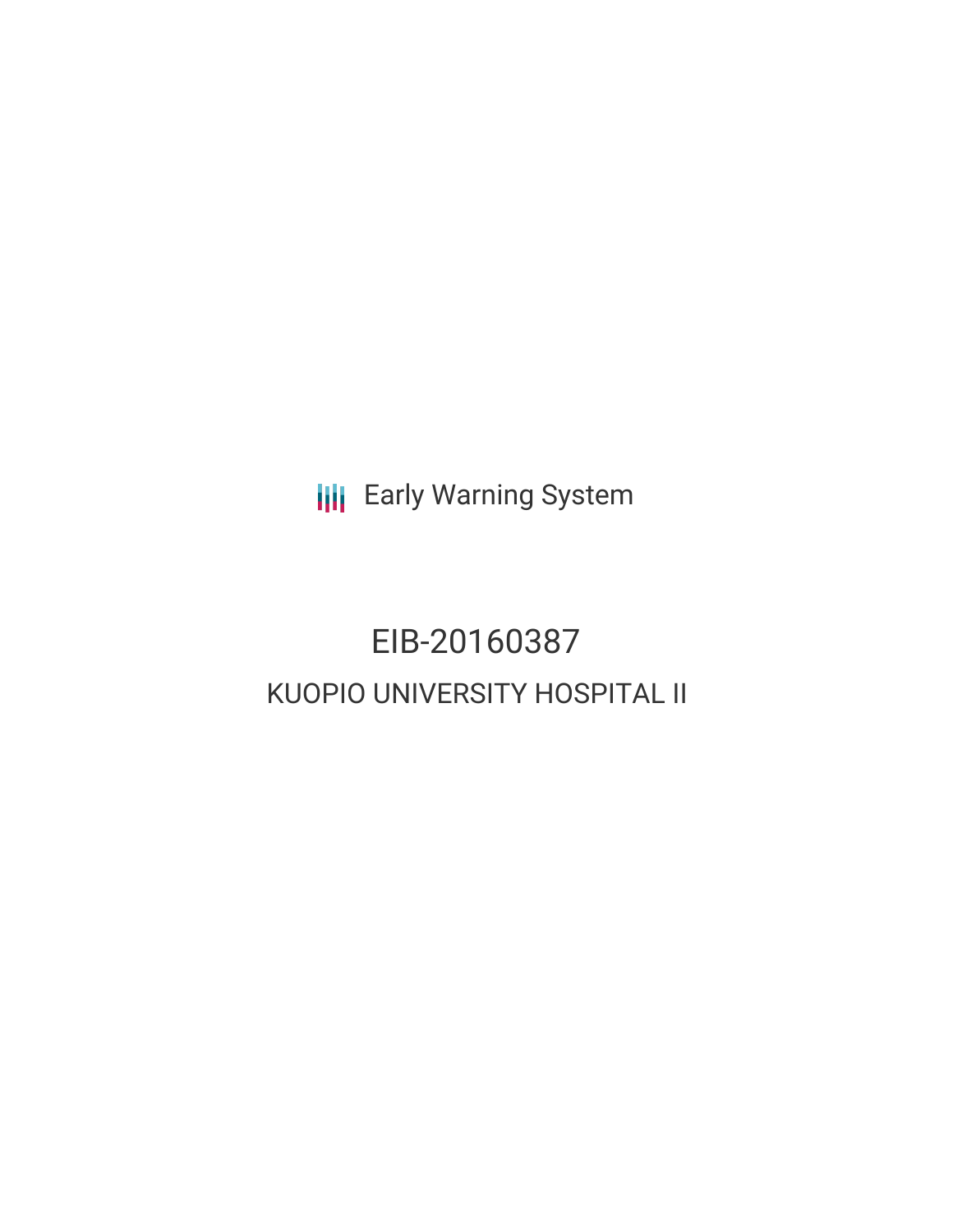Early Warning System

# EIB-20160387

## KUOPIO UNIVERSITY HOSPITAL II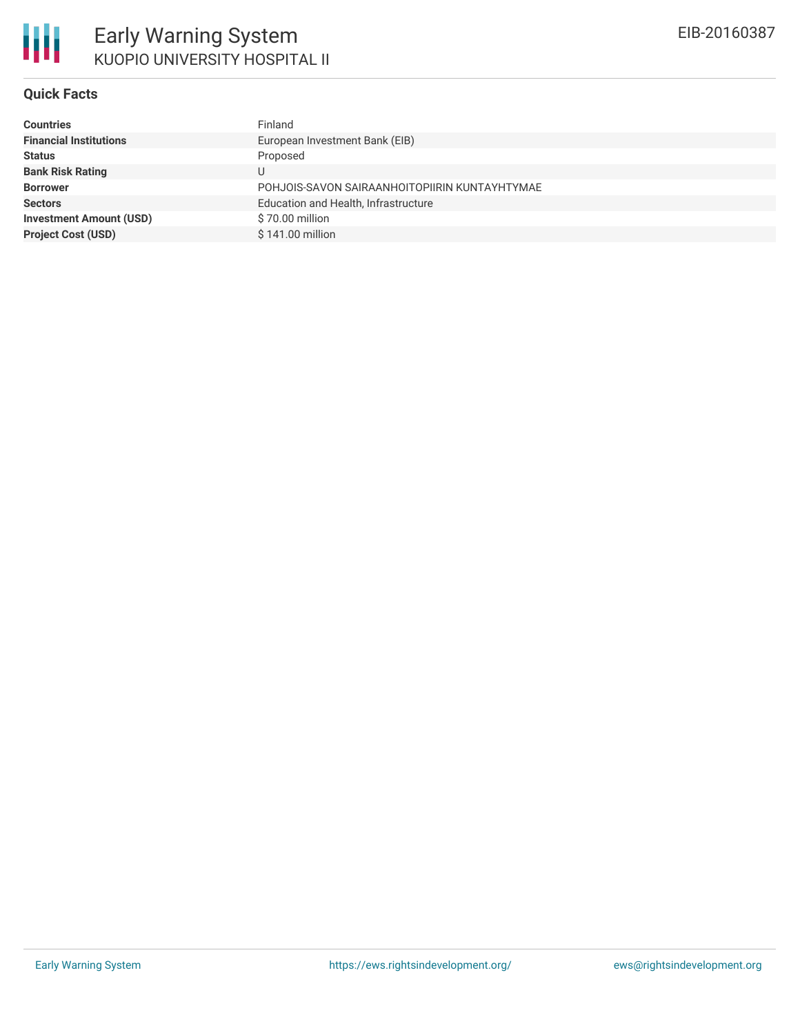# Early Warning System

KUOPIO UNIVERSITY HOSPITAL II

EIB-20160387

## Quick Facts

| | |
|---|---|
| **Countries** | Finland |
| **Financial Institutions** | European Investment Bank (EIB) |
| **Status** | Proposed |
| **Bank Risk Rating** | U |
| **Borrower** | POHJOIS-SAVON SAIRAANHOITOPIIRIN KUNTAYHTYMAE |
| **Sectors** | Education and Health, Infrastructure |
| **Investment Amount (USD)** | $ 70.00 million |
| **Project Cost (USD)** | $ 141.00 million |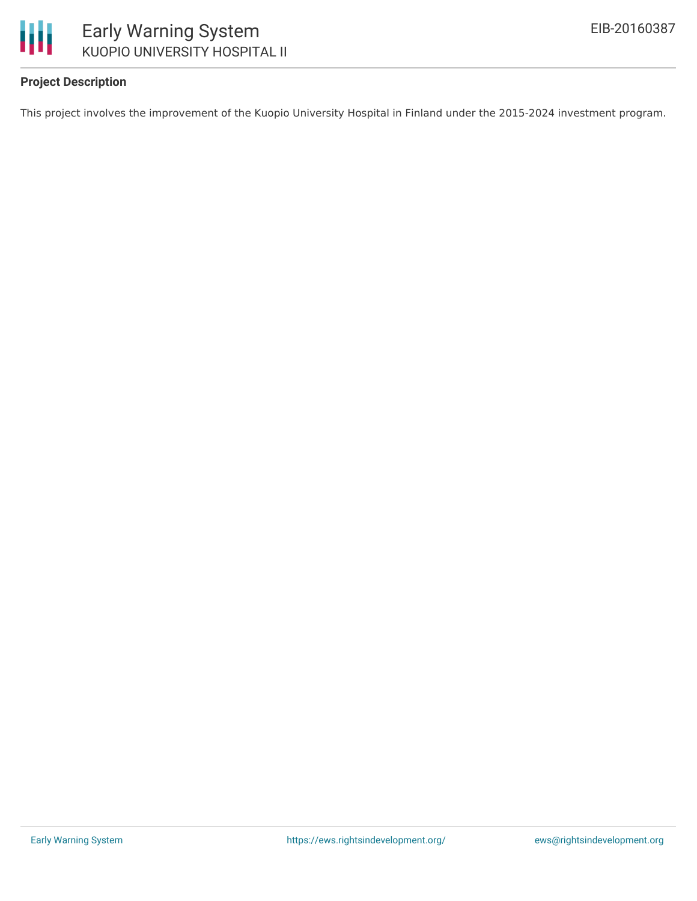## Project Description

This project involves the improvement of the Kuopio University Hospital in Finland under the 2015-2024 investment program.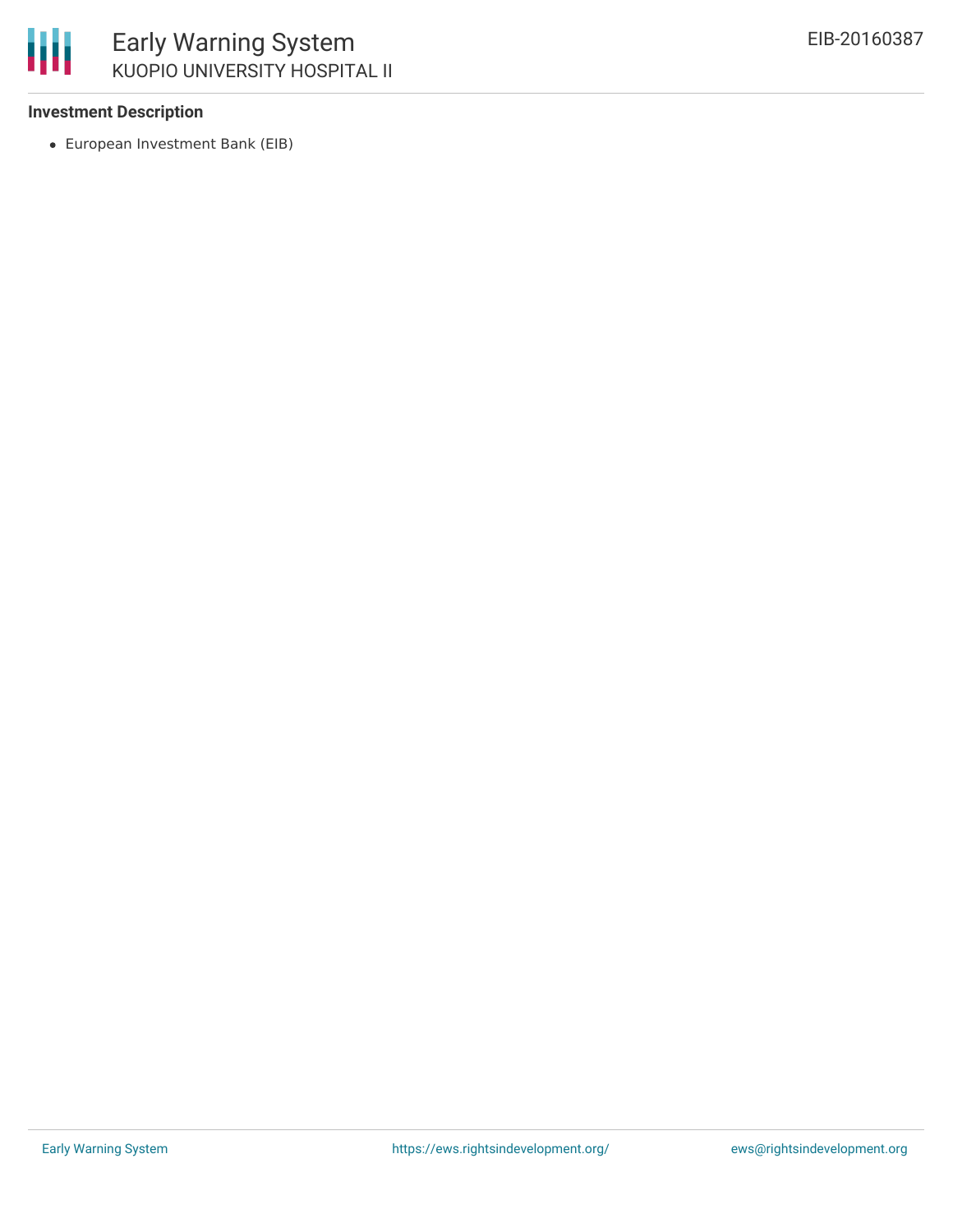### Investment Description

- European Investment Bank (EIB)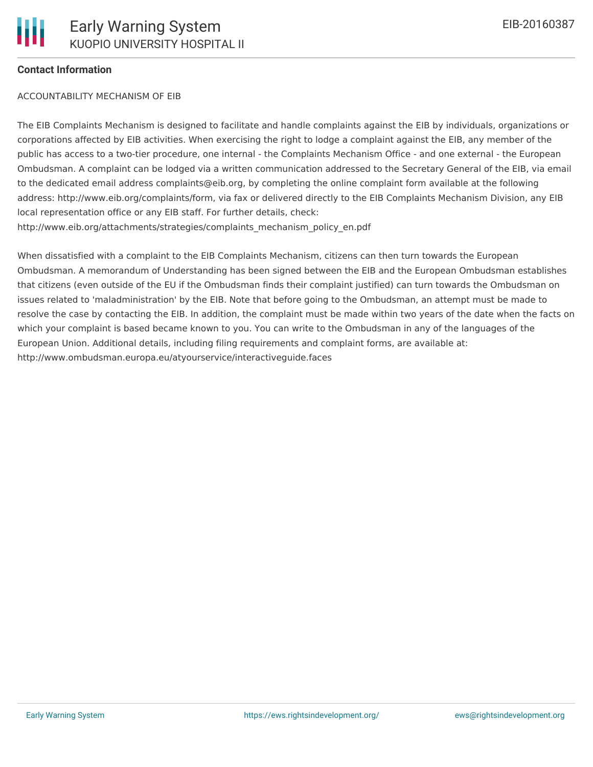**Contact Information**

ACCOUNTABILITY MECHANISM OF EIB

The EIB Complaints Mechanism is designed to facilitate and handle complaints against the EIB by individuals, organizations or corporations affected by EIB activities. When exercising the right to lodge a complaint against the EIB, any member of the public has access to a two-tier procedure, one internal - the Complaints Mechanism Office - and one external - the European Ombudsman. A complaint can be lodged via a written communication addressed to the Secretary General of the EIB, via email to the dedicated email address complaints@eib.org, by completing the online complaint form available at the following address: http://www.eib.org/complaints/form, via fax or delivered directly to the EIB Complaints Mechanism Division, any EIB local representation office or any EIB staff. For further details, check: http://www.eib.org/attachments/strategies/complaints_mechanism_policy_en.pdf

When dissatisfied with a complaint to the EIB Complaints Mechanism, citizens can then turn towards the European Ombudsman. A memorandum of Understanding has been signed between the EIB and the European Ombudsman establishes that citizens (even outside of the EU if the Ombudsman finds their complaint justified) can turn towards the Ombudsman on issues related to 'maladministration' by the EIB. Note that before going to the Ombudsman, an attempt must be made to resolve the case by contacting the EIB. In addition, the complaint must be made within two years of the date when the facts on which your complaint is based became known to you. You can write to the Ombudsman in any of the languages of the European Union. Additional details, including filing requirements and complaint forms, are available at: http://www.ombudsman.europa.eu/atyourservice/interactiveguide.faces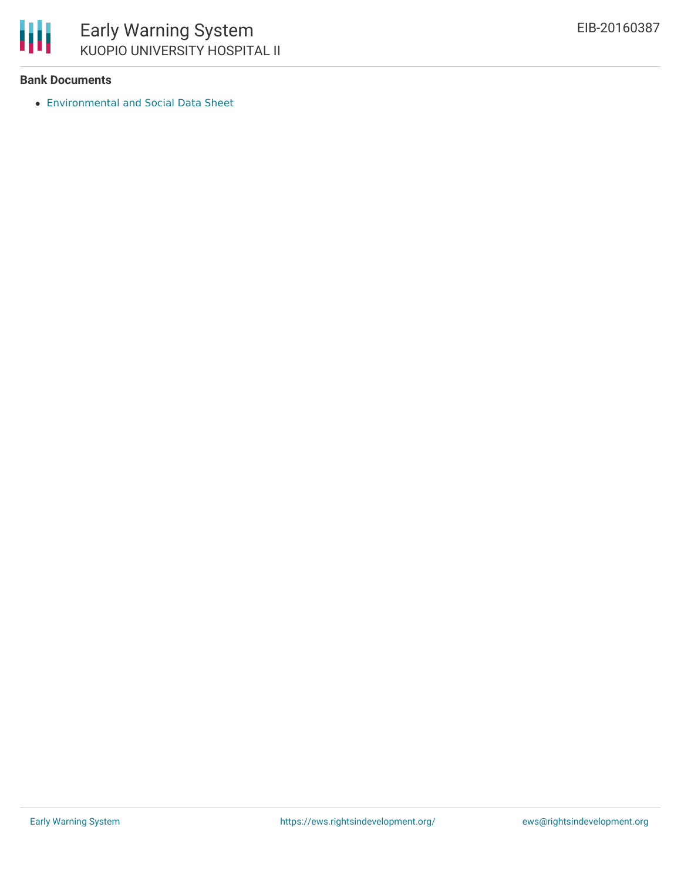**Bank Documents**

- Environmental and Social Data Sheet